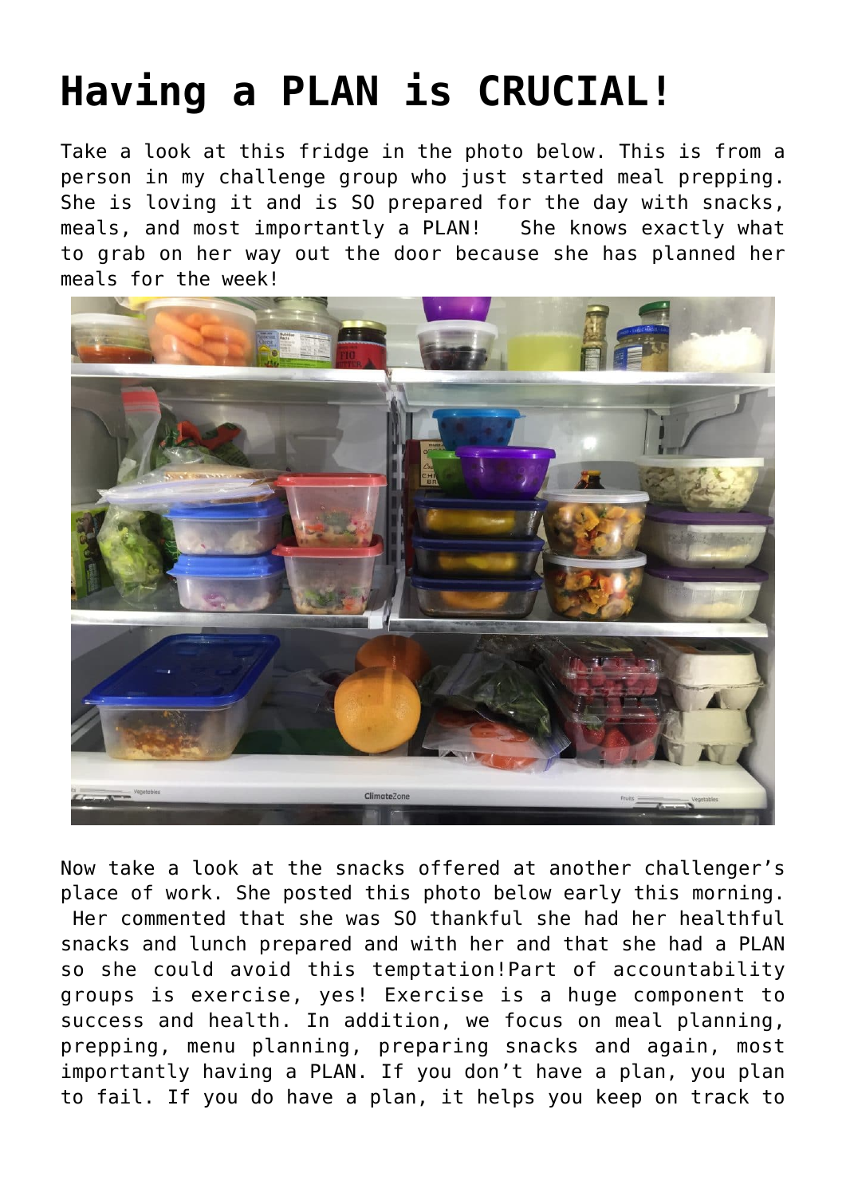# Having a PLAN is CRUCIAL!

Take a look at this fridge in the photo below. This is from a person in my challenge group who just started meal prepping. She is loving it and is SO prepared for the day with snacks, meals, and most importantly a PLAN!  She knows exactly what to grab on her way out the door because she has planned her meals for the week!

Now take a look at the snacks offered at another challenger's place of work. She posted this photo below early this morning. Her commented that she was SO thankful she had her healthful snacks and lunch prepared and with her and that she had a PLAN so she could avoid this temptation!Part of accountability groups is exercise, yes! Exercise is a huge component to success and health. In addition, we focus on meal planning, prepping, menu planning, preparing snacks and again, most importantly having a PLAN. If you don't have a plan, you plan to fail. If you do have a plan, it helps you keep on track to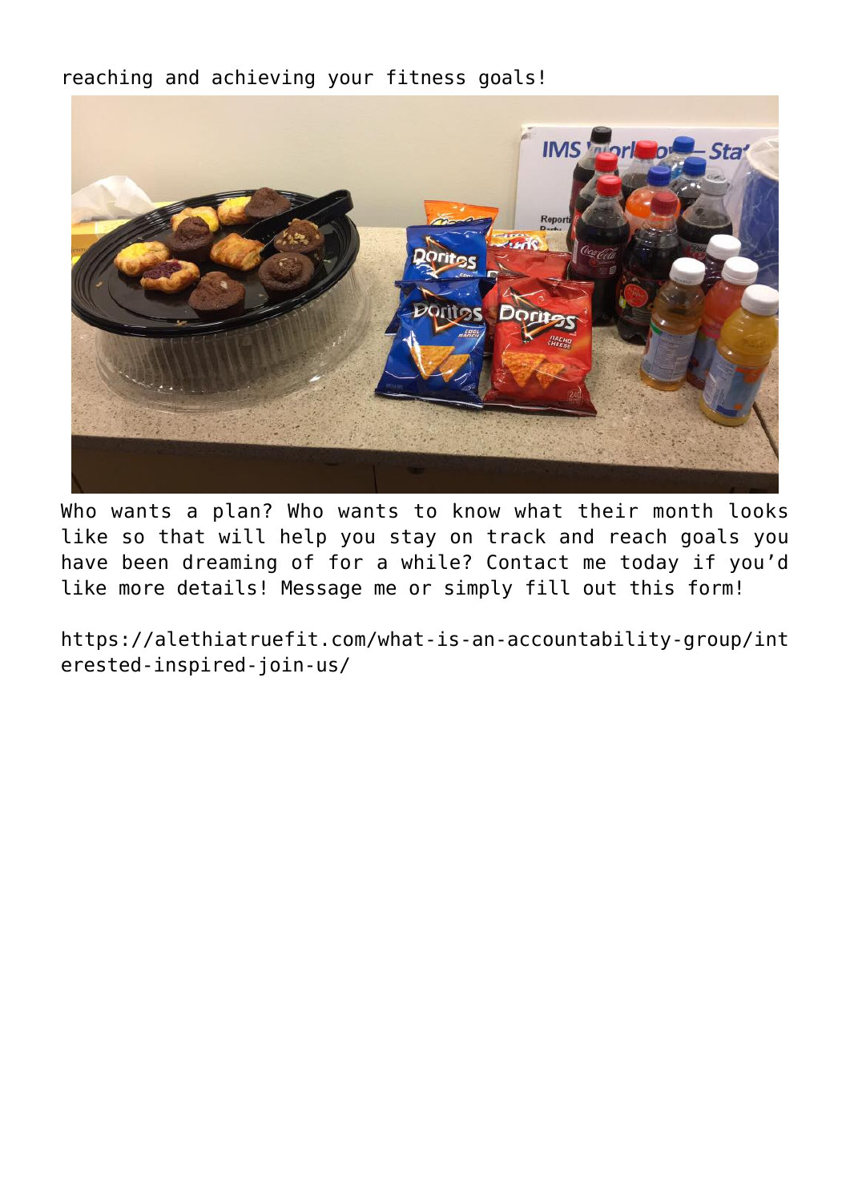reaching and achieving your fitness goals!

Who wants a plan? Who wants to know what their month looks like so that will help you stay on track and reach goals you have been dreaming of for a while? Contact me today if you'd like more details! Message me or simply fill out this form!

https://alethiatruefit.com/what-is-an-accountability-group/interested-inspired-join-us/